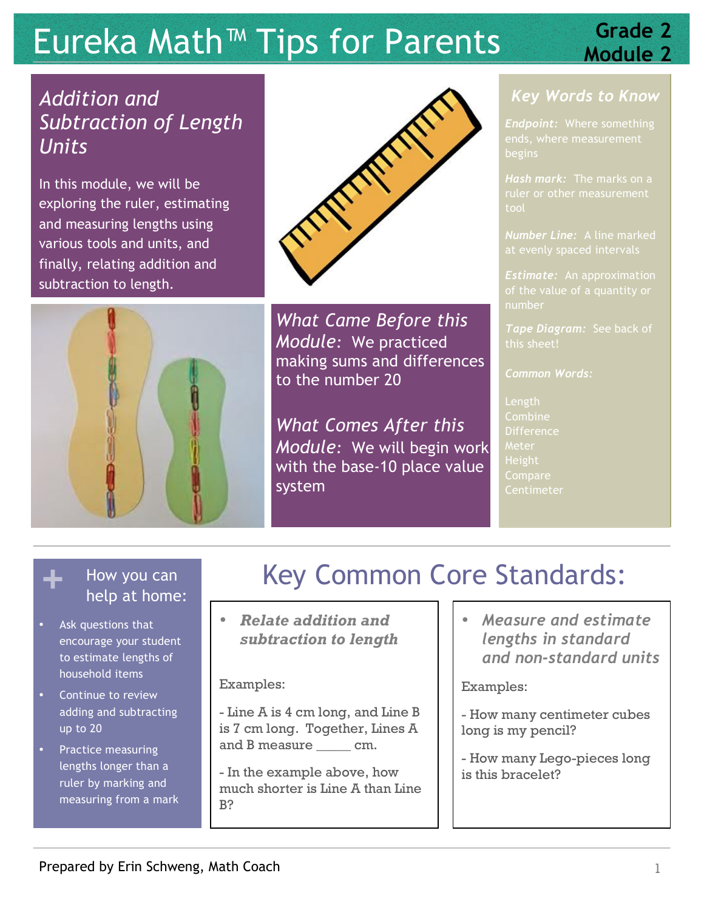# Eureka Math™ Tips for Parents

**Grade 2**
**Module 2**

## *Addition and Subtraction of Length Units*

In this module, we will be exploring the ruler, estimating and measuring lengths using various tools and units, and finally, relating addition and subtraction to length.

*What Came Before this Module:* We practiced making sums and differences to the number 20

*What Comes After this Module:* We will begin work with the base-10 place value system

### *Key Words to Know*

***Endpoint:*** Where something ends, where measurement begins

***Hash mark:*** The marks on a ruler or other measurement tool

***Number Line:*** A line marked at evenly spaced intervals

***Estimate:*** An approximation of the value of a quantity or number

***Tape Diagram:*** See back of this sheet!

***Common Words:***

Length
Combine
Difference
Meter
Height
Compare
Centimeter

### How you can help at home:

- Ask questions that encourage your student to estimate lengths of household items
- Continue to review adding and subtracting up to 20
- Practice measuring lengths longer than a ruler by marking and measuring from a mark

## Key Common Core Standards:

- ***Relate addition and subtraction to length***

Examples:

- Line A is 4 cm long, and Line B is 7 cm long. Together, Lines A and B measure _____ cm.

- In the example above, how much shorter is Line A than Line B?

- ***Measure and estimate lengths in standard and non-standard units***

Examples:

- How many centimeter cubes long is my pencil?

- How many Lego-pieces long is this bracelet?

Prepared by Erin Schweng, Math Coach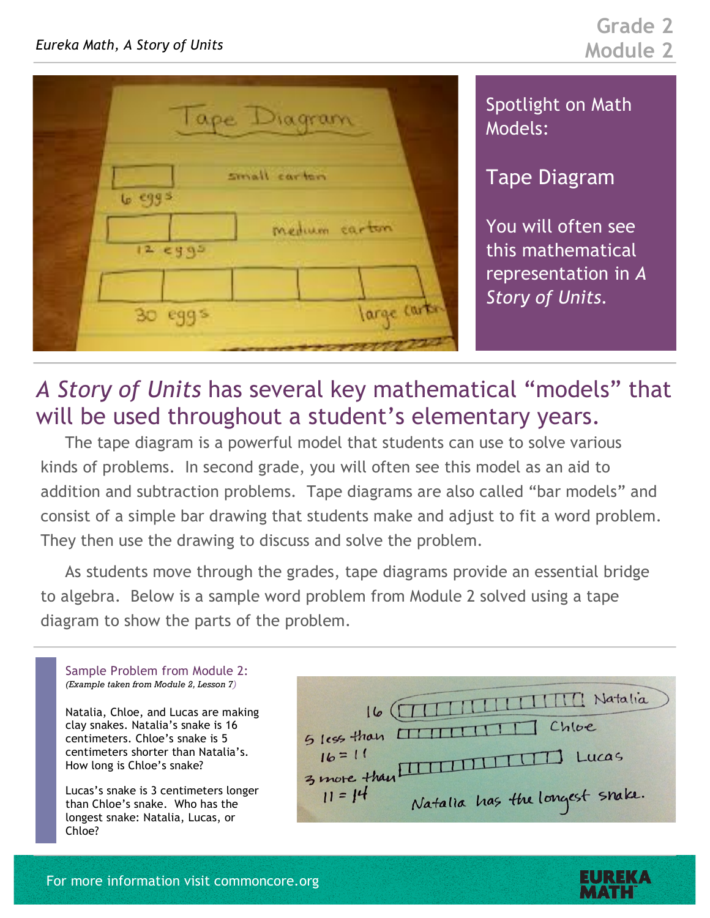Eureka Math, A Story of Units

Grade 2
Module 2

Spotlight on Math Models:

## Tape Diagram

You will often see this mathematical representation in *A Story of Units*.

## *A Story of Units* has several key mathematical "models" that will be used throughout a student's elementary years.

The tape diagram is a powerful model that students can use to solve various kinds of problems. In second grade, you will often see this model as an aid to addition and subtraction problems. Tape diagrams are also called "bar models" and consist of a simple bar drawing that students make and adjust to fit a word problem. They then use the drawing to discuss and solve the problem.

As students move through the grades, tape diagrams provide an essential bridge to algebra. Below is a sample word problem from Module 2 solved using a tape diagram to show the parts of the problem.

Sample Problem from Module 2:
*(Example taken from Module 2, Lesson 7)*

Natalia, Chloe, and Lucas are making clay snakes. Natalia's snake is 16 centimeters. Chloe's snake is 5 centimeters shorter than Natalia's. How long is Chloe's snake?

Lucas's snake is 3 centimeters longer than Chloe's snake. Who has the longest snake: Natalia, Lucas, or Chloe?

For more information visit commoncore.org